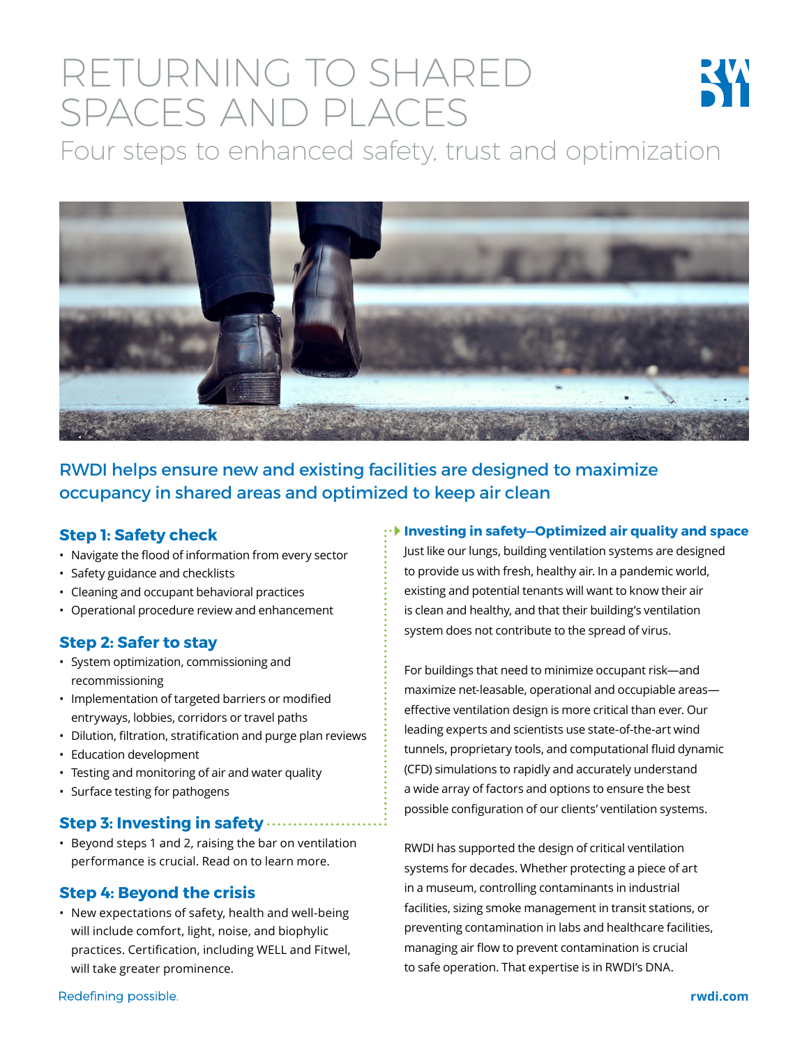# RETURNING TO SHARED SPACES AND PLACES

## Four steps to enhanced safety, trust and optimization

**RWDI helps ensure new and existing facilities are designed to maximize occupancy in shared areas and optimized to keep air clean**

### Step 1: Safety check

- Navigate the flood of information from every sector
- Safety guidance and checklists
- Cleaning and occupant behavioral practices
- Operational procedure review and enhancement

### Step 2: Safer to stay

- System optimization, commissioning and recommissioning
- Implementation of targeted barriers or modified entryways, lobbies, corridors or travel paths
- Dilution, filtration, stratification and purge plan reviews
- Education development
- Testing and monitoring of air and water quality
- Surface testing for pathogens

### Step 3: Investing in safety

- Beyond steps 1 and 2, raising the bar on ventilation performance is crucial. Read on to learn more.

### Step 4: Beyond the crisis

- New expectations of safety, health and well-being will include comfort, light, noise, and biophylic practices. Certification, including WELL and Fitwel, will take greater prominence.

### Investing in safety—Optimized air quality and space

Just like our lungs, building ventilation systems are designed to provide us with fresh, healthy air. In a pandemic world, existing and potential tenants will want to know their air is clean and healthy, and that their building's ventilation system does not contribute to the spread of virus.

For buildings that need to minimize occupant risk—and maximize net-leasable, operational and occupiable areas—effective ventilation design is more critical than ever. Our leading experts and scientists use state-of-the-art wind tunnels, proprietary tools, and computational fluid dynamic (CFD) simulations to rapidly and accurately understand a wide array of factors and options to ensure the best possible configuration of our clients' ventilation systems.

RWDI has supported the design of critical ventilation systems for decades. Whether protecting a piece of art in a museum, controlling contaminants in industrial facilities, sizing smoke management in transit stations, or preventing contamination in labs and healthcare facilities, managing air flow to prevent contamination is crucial to safe operation. That expertise is in RWDI's DNA.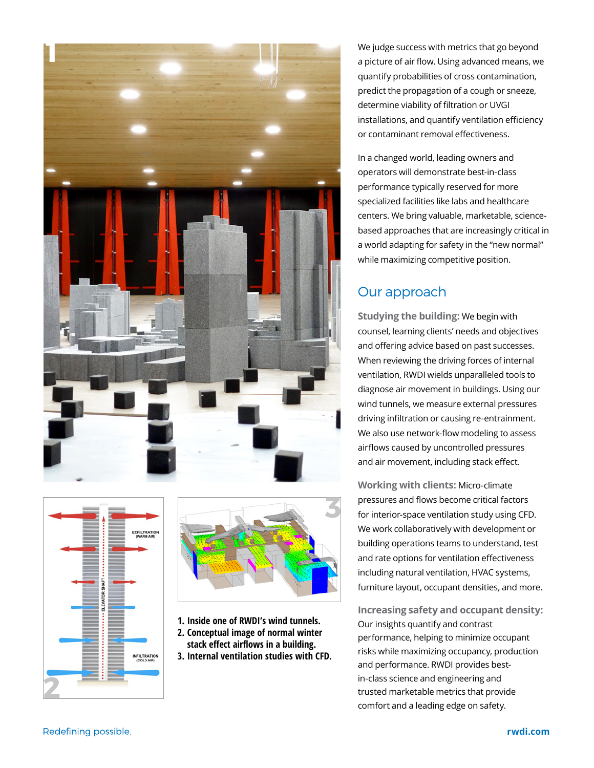1. **Inside one of RWDI's wind tunnels.**
2. **Conceptual image of normal winter stack effect airflows in a building.**
3. **Internal ventilation studies with CFD.**

We judge success with metrics that go beyond a picture of air flow. Using advanced means, we quantify probabilities of cross contamination, predict the propagation of a cough or sneeze, determine viability of filtration or UVGI installations, and quantify ventilation efficiency or contaminant removal effectiveness.

In a changed world, leading owners and operators will demonstrate best-in-class performance typically reserved for more specialized facilities like labs and healthcare centers. We bring valuable, marketable, science-based approaches that are increasingly critical in a world adapting for safety in the "new normal" while maximizing competitive position.

## Our approach

**Studying the building:** We begin with counsel, learning clients' needs and objectives and offering advice based on past successes. When reviewing the driving forces of internal ventilation, RWDI wields unparalleled tools to diagnose air movement in buildings. Using our wind tunnels, we measure external pressures driving infiltration or causing re-entrainment. We also use network-flow modeling to assess airflows caused by uncontrolled pressures and air movement, including stack effect.

**Working with clients:** Micro-climate pressures and flows become critical factors for interior-space ventilation study using CFD. We work collaboratively with development or building operations teams to understand, test and rate options for ventilation effectiveness including natural ventilation, HVAC systems, furniture layout, occupant densities, and more.

**Increasing safety and occupant density:** Our insights quantify and contrast performance, helping to minimize occupant risks while maximizing occupancy, production and performance. RWDI provides best-in-class science and engineering and trusted marketable metrics that provide comfort and a leading edge on safety.

Redefining possible.

**rwdi.com**